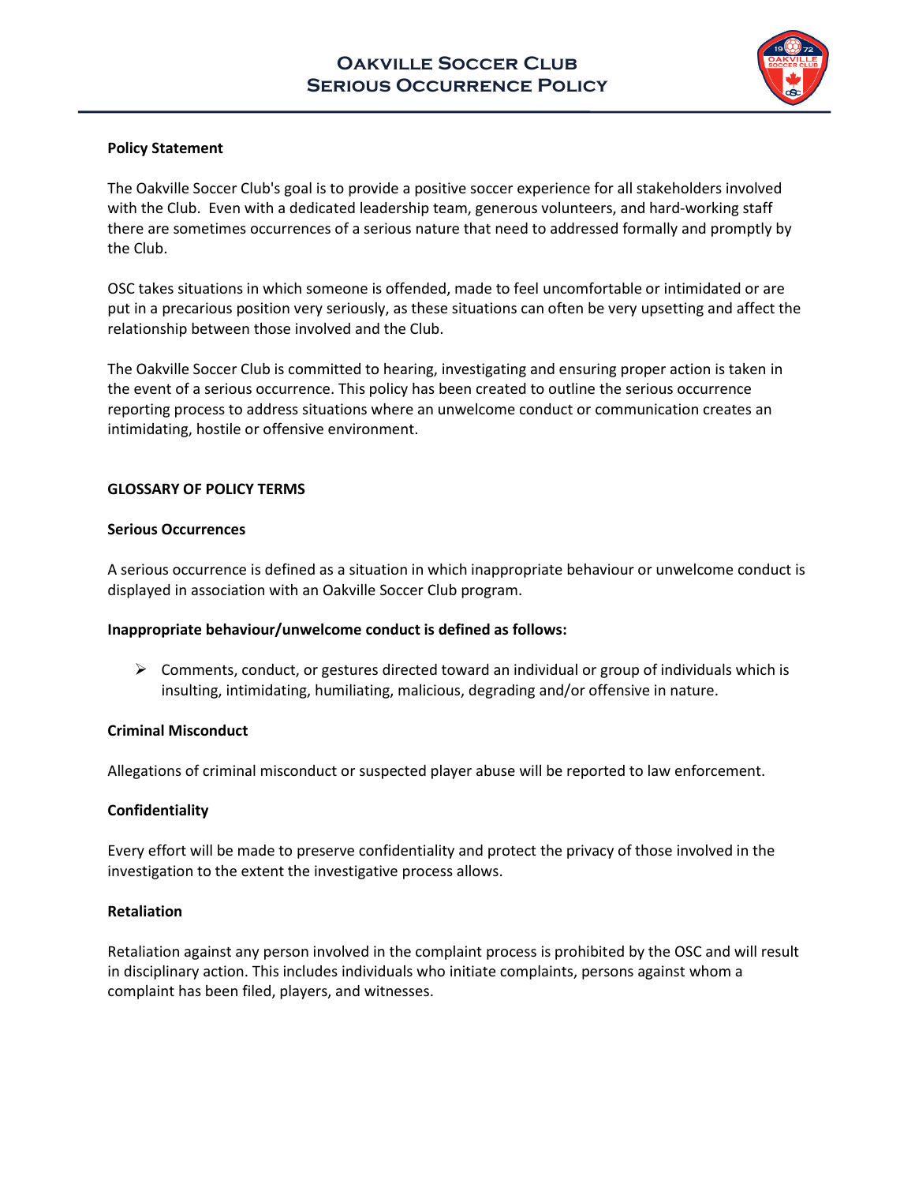# Oakville Soccer Club
# Serious Occurrence Policy

**Policy Statement**

The Oakville Soccer Club's goal is to provide a positive soccer experience for all stakeholders involved with the Club. Even with a dedicated leadership team, generous volunteers, and hard-working staff there are sometimes occurrences of a serious nature that need to addressed formally and promptly by the Club.

OSC takes situations in which someone is offended, made to feel uncomfortable or intimidated or are put in a precarious position very seriously, as these situations can often be very upsetting and affect the relationship between those involved and the Club.

The Oakville Soccer Club is committed to hearing, investigating and ensuring proper action is taken in the event of a serious occurrence. This policy has been created to outline the serious occurrence reporting process to address situations where an unwelcome conduct or communication creates an intimidating, hostile or offensive environment.

## GLOSSARY OF POLICY TERMS

**Serious Occurrences**

A serious occurrence is defined as a situation in which inappropriate behaviour or unwelcome conduct is displayed in association with an Oakville Soccer Club program.

**Inappropriate behaviour/unwelcome conduct is defined as follows:**

- Comments, conduct, or gestures directed toward an individual or group of individuals which is insulting, intimidating, humiliating, malicious, degrading and/or offensive in nature.

**Criminal Misconduct**

Allegations of criminal misconduct or suspected player abuse will be reported to law enforcement.

**Confidentiality**

Every effort will be made to preserve confidentiality and protect the privacy of those involved in the investigation to the extent the investigative process allows.

**Retaliation**

Retaliation against any person involved in the complaint process is prohibited by the OSC and will result in disciplinary action. This includes individuals who initiate complaints, persons against whom a complaint has been filed, players, and witnesses.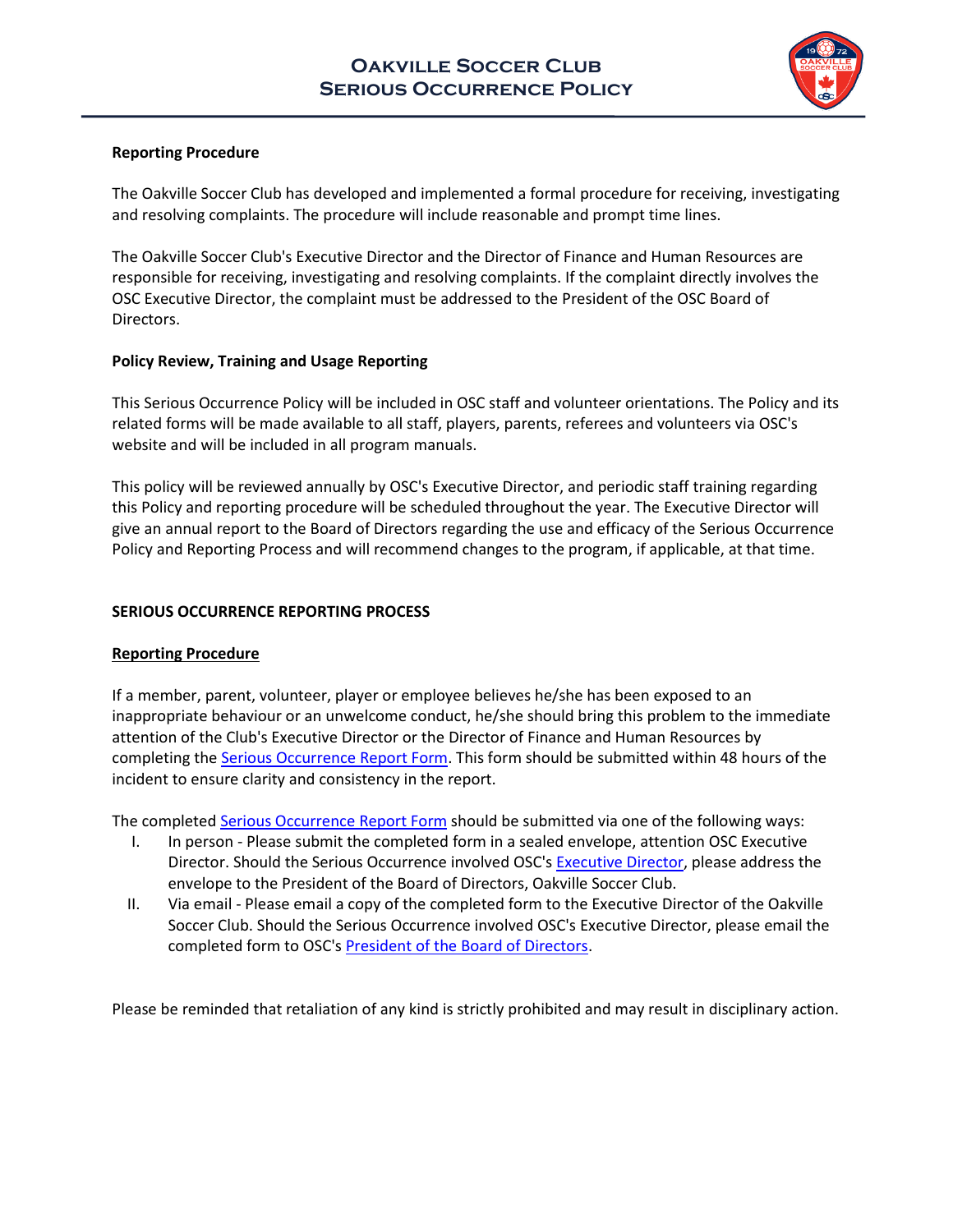**Reporting Procedure**

The Oakville Soccer Club has developed and implemented a formal procedure for receiving, investigating and resolving complaints. The procedure will include reasonable and prompt time lines.

The Oakville Soccer Club's Executive Director and the Director of Finance and Human Resources are responsible for receiving, investigating and resolving complaints. If the complaint directly involves the OSC Executive Director, the complaint must be addressed to the President of the OSC Board of Directors.

**Policy Review, Training and Usage Reporting**

This Serious Occurrence Policy will be included in OSC staff and volunteer orientations. The Policy and its related forms will be made available to all staff, players, parents, referees and volunteers via OSC's website and will be included in all program manuals.

This policy will be reviewed annually by OSC's Executive Director, and periodic staff training regarding this Policy and reporting procedure will be scheduled throughout the year. The Executive Director will give an annual report to the Board of Directors regarding the use and efficacy of the Serious Occurrence Policy and Reporting Process and will recommend changes to the program, if applicable, at that time.

## SERIOUS OCCURRENCE REPORTING PROCESS

**Reporting Procedure**

If a member, parent, volunteer, player or employee believes he/she has been exposed to an inappropriate behaviour or an unwelcome conduct, he/she should bring this problem to the immediate attention of the Club's Executive Director or the Director of Finance and Human Resources by completing the Serious Occurrence Report Form. This form should be submitted within 48 hours of the incident to ensure clarity and consistency in the report.

The completed Serious Occurrence Report Form should be submitted via one of the following ways:

I. In person - Please submit the completed form in a sealed envelope, attention OSC Executive Director. Should the Serious Occurrence involved OSC's Executive Director, please address the envelope to the President of the Board of Directors, Oakville Soccer Club.

II. Via email - Please email a copy of the completed form to the Executive Director of the Oakville Soccer Club. Should the Serious Occurrence involved OSC's Executive Director, please email the completed form to OSC's President of the Board of Directors.

Please be reminded that retaliation of any kind is strictly prohibited and may result in disciplinary action.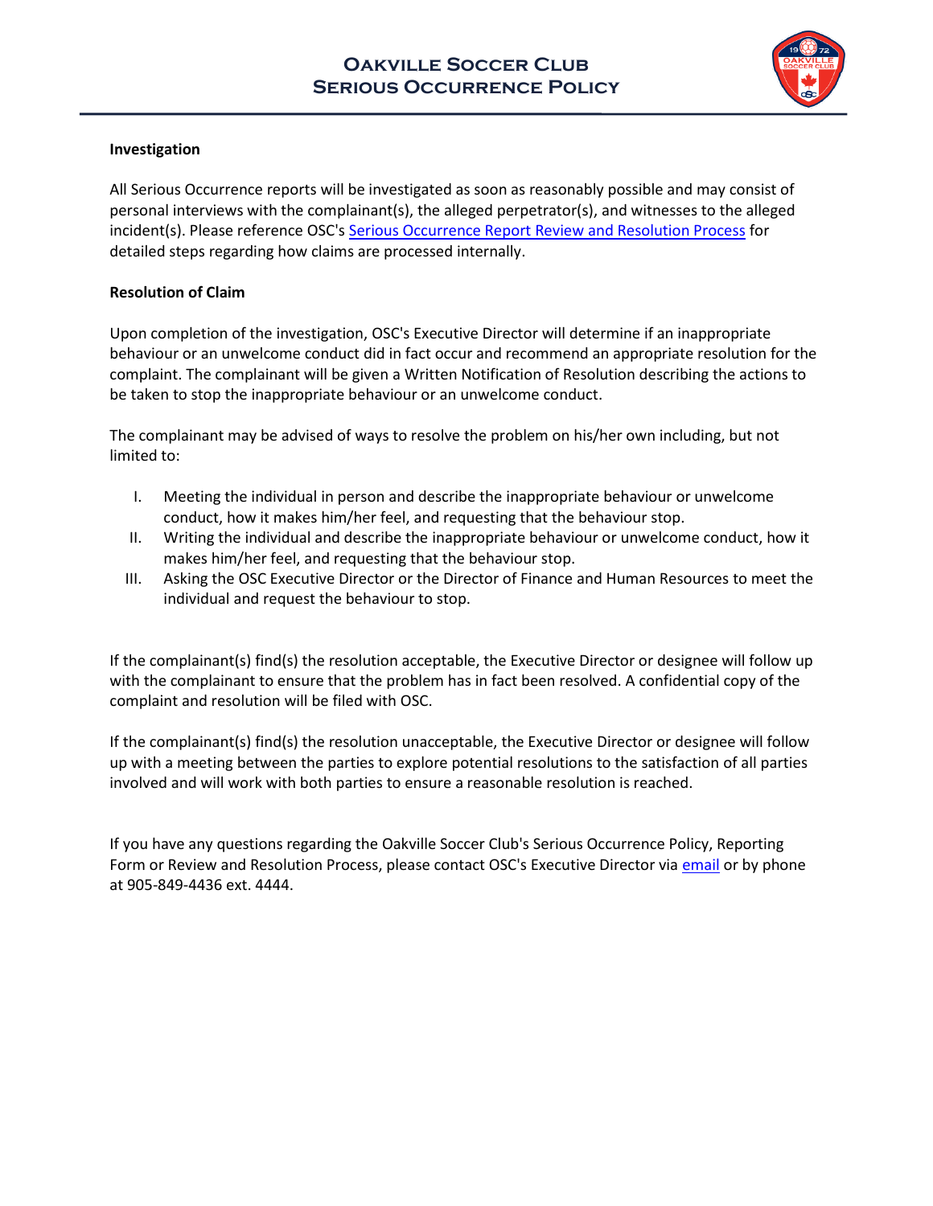### Investigation

All Serious Occurrence reports will be investigated as soon as reasonably possible and may consist of personal interviews with the complainant(s), the alleged perpetrator(s), and witnesses to the alleged incident(s). Please reference OSC's Serious Occurrence Report Review and Resolution Process for detailed steps regarding how claims are processed internally.

### Resolution of Claim

Upon completion of the investigation, OSC's Executive Director will determine if an inappropriate behaviour or an unwelcome conduct did in fact occur and recommend an appropriate resolution for the complaint. The complainant will be given a Written Notification of Resolution describing the actions to be taken to stop the inappropriate behaviour or an unwelcome conduct.

The complainant may be advised of ways to resolve the problem on his/her own including, but not limited to:

I. Meeting the individual in person and describe the inappropriate behaviour or unwelcome conduct, how it makes him/her feel, and requesting that the behaviour stop.
II. Writing the individual and describe the inappropriate behaviour or unwelcome conduct, how it makes him/her feel, and requesting that the behaviour stop.
III. Asking the OSC Executive Director or the Director of Finance and Human Resources to meet the individual and request the behaviour to stop.

If the complainant(s) find(s) the resolution acceptable, the Executive Director or designee will follow up with the complainant to ensure that the problem has in fact been resolved. A confidential copy of the complaint and resolution will be filed with OSC.

If the complainant(s) find(s) the resolution unacceptable, the Executive Director or designee will follow up with a meeting between the parties to explore potential resolutions to the satisfaction of all parties involved and will work with both parties to ensure a reasonable resolution is reached.

If you have any questions regarding the Oakville Soccer Club's Serious Occurrence Policy, Reporting Form or Review and Resolution Process, please contact OSC's Executive Director via email or by phone at 905-849-4436 ext. 4444.